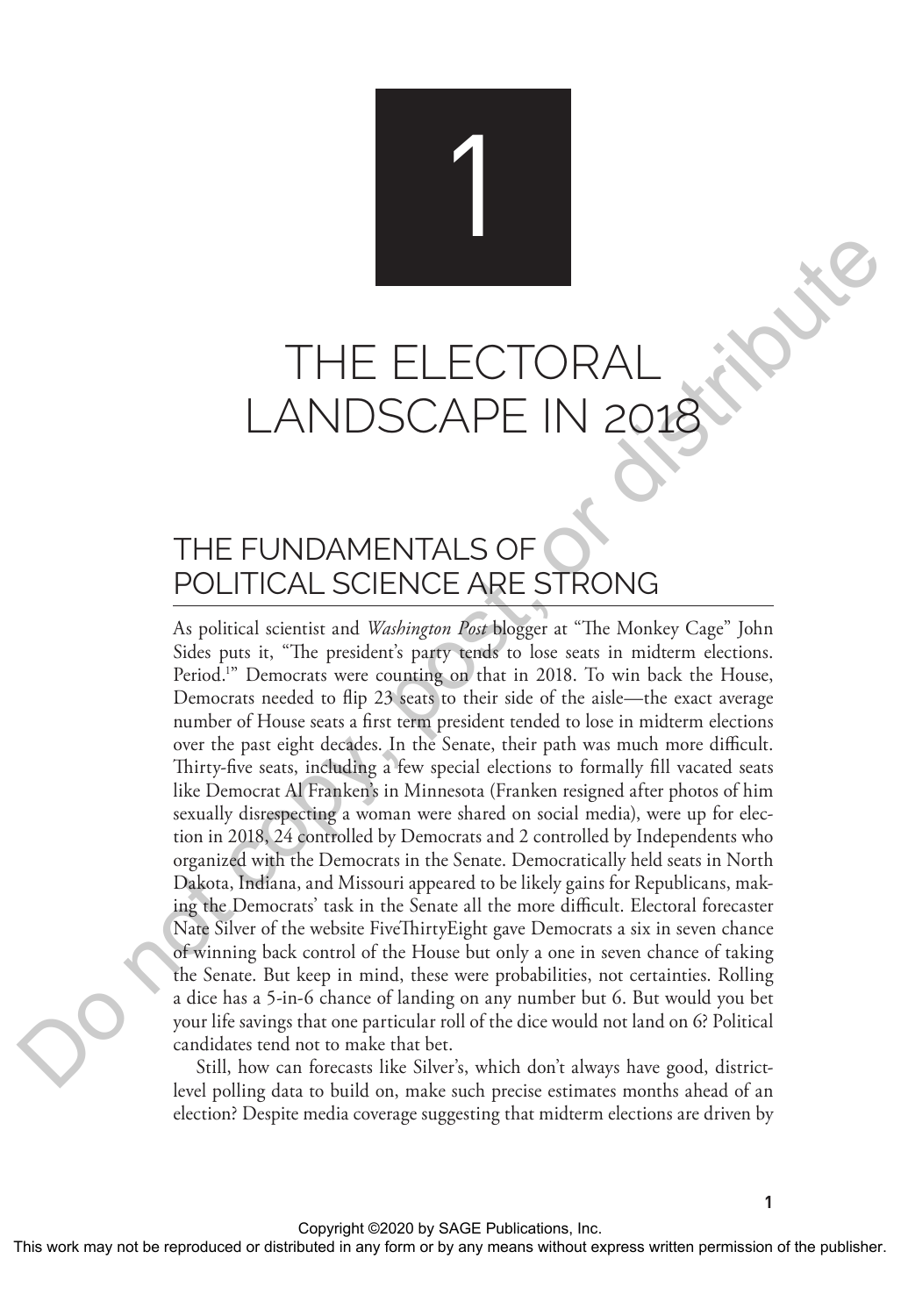# 1

# THE ELECTORAL LANDSCAPE IN 2018

## THE FUNDAMENTALS OF POLITICAL SCIENCE ARE STRONG

As political scientist and *Washington Post* blogger at "The Monkey Cage" John Sides puts it, "The president's party tends to lose seats in midterm elections. Period.[1]" Democrats were counting on that in 2018. To win back the House, Democrats needed to flip 23 seats to their side of the aisle—the exact average number of House seats a first term president tended to lose in midterm elections over the past eight decades. In the Senate, their path was much more difficult. Thirty-five seats, including a few special elections to formally fill vacated seats like Democrat Al Franken's in Minnesota (Franken resigned after photos of him sexually disrespecting a woman were shared on social media), were up for election in 2018, 24 controlled by Democrats and 2 controlled by Independents who organized with the Democrats in the Senate. Democratically held seats in North Dakota, Indiana, and Missouri appeared to be likely gains for Republicans, making the Democrats' task in the Senate all the more difficult. Electoral forecaster Nate Silver of the website FiveThirtyEight gave Democrats a six in seven chance of winning back control of the House but only a one in seven chance of taking the Senate. But keep in mind, these were probabilities, not certainties. Rolling a dice has a 5-in-6 chance of landing on any number but 6. But would you bet your life savings that one particular roll of the dice would not land on 6? Political candidates tend not to make that bet.

Still, how can forecasts like Silver's, which don't always have good, district-level polling data to build on, make such precise estimates months ahead of an election? Despite media coverage suggesting that midterm elections are driven by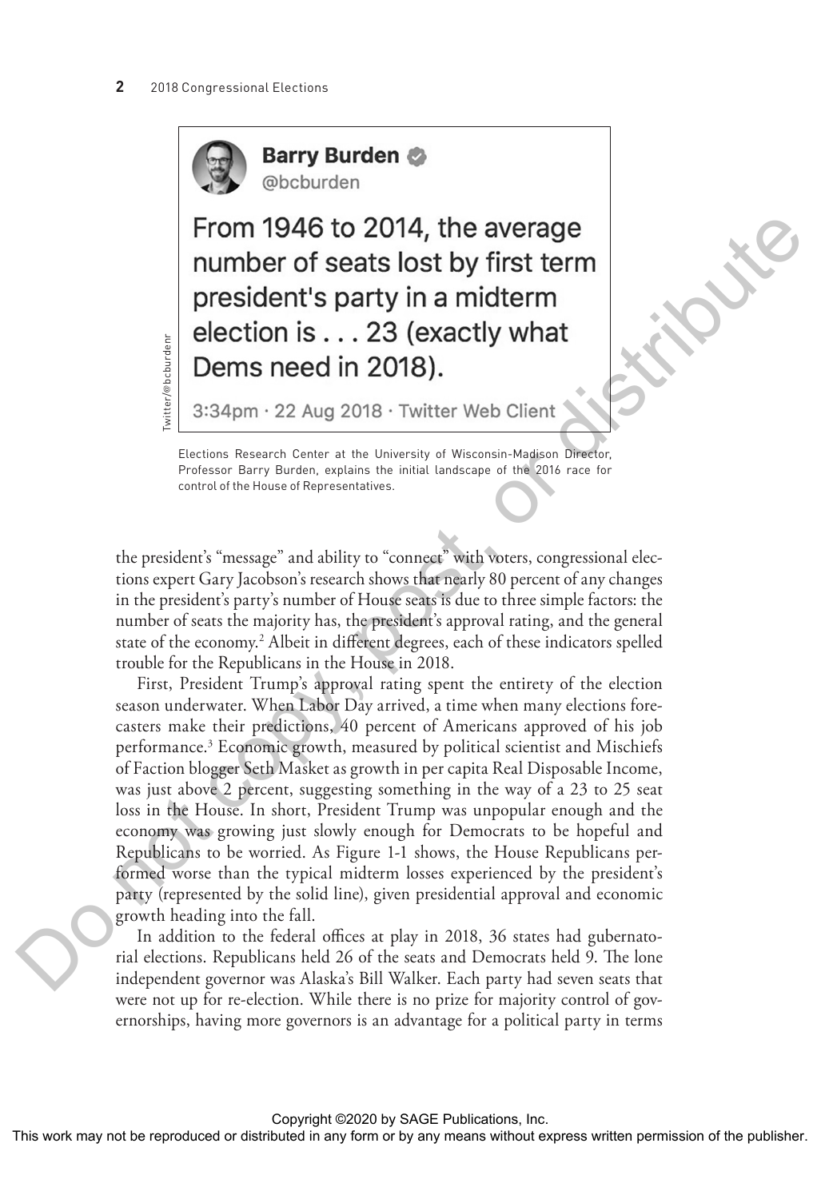Barry Burden @bcburden

From 1946 to 2014, the average number of seats lost by first term president's party in a midterm election is . . . 23 (exactly what Dems need in 2018).

3:34pm · 22 Aug 2018 · Twitter Web Client

Twitter/@bcburdenr

Elections Research Center at the University of Wisconsin-Madison Director, Professor Barry Burden, explains the initial landscape of the 2016 race for control of the House of Representatives.

the president's "message" and ability to "connect" with voters, congressional elections expert Gary Jacobson's research shows that nearly 80 percent of any changes in the president's party's number of House seats is due to three simple factors: the number of seats the majority has, the president's approval rating, and the general state of the economy.[2] Albeit in different degrees, each of these indicators spelled trouble for the Republicans in the House in 2018.

First, President Trump's approval rating spent the entirety of the election season underwater. When Labor Day arrived, a time when many elections forecasters make their predictions, 40 percent of Americans approved of his job performance.[3] Economic growth, measured by political scientist and Mischiefs of Faction blogger Seth Masket as growth in per capita Real Disposable Income, was just above 2 percent, suggesting something in the way of a 23 to 25 seat loss in the House. In short, President Trump was unpopular enough and the economy was growing just slowly enough for Democrats to be hopeful and Republicans to be worried. As Figure 1-1 shows, the House Republicans performed worse than the typical midterm losses experienced by the president's party (represented by the solid line), given presidential approval and economic growth heading into the fall.

In addition to the federal offices at play in 2018, 36 states had gubernatorial elections. Republicans held 26 of the seats and Democrats held 9. The lone independent governor was Alaska's Bill Walker. Each party had seven seats that were not up for re-election. While there is no prize for majority control of governorships, having more governors is an advantage for a political party in terms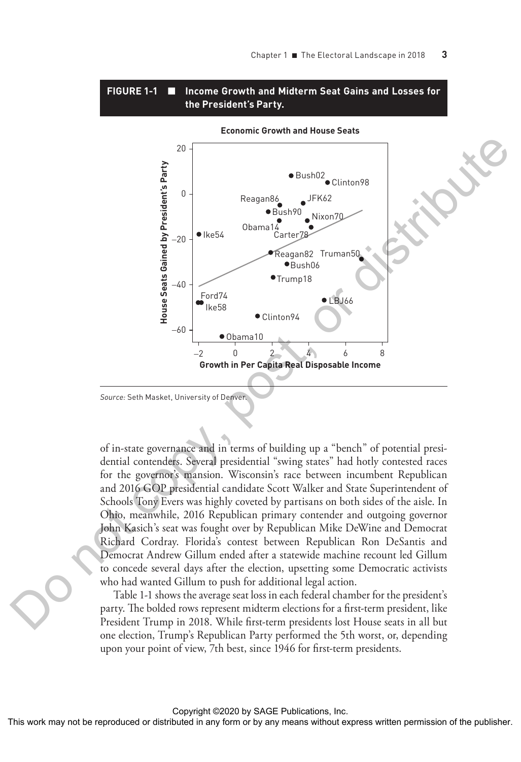**FIGURE 1-1 ■ Income Growth and Midterm Seat Gains and Losses for the President's Party.**

Source: Seth Masket, University of Denver.

of in-state governance and in terms of building up a "bench" of potential presidential contenders. Several presidential "swing states" had hotly contested races for the governor's mansion. Wisconsin's race between incumbent Republican and 2016 GOP presidential candidate Scott Walker and State Superintendent of Schools Tony Evers was highly coveted by partisans on both sides of the aisle. In Ohio, meanwhile, 2016 Republican primary contender and outgoing governor John Kasich's seat was fought over by Republican Mike DeWine and Democrat Richard Cordray. Florida's contest between Republican Ron DeSantis and Democrat Andrew Gillum ended after a statewide machine recount led Gillum to concede several days after the election, upsetting some Democratic activists who had wanted Gillum to push for additional legal action.

Table 1-1 shows the average seat loss in each federal chamber for the president's party. The bolded rows represent midterm elections for a first-term president, like President Trump in 2018. While first-term presidents lost House seats in all but one election, Trump's Republican Party performed the 5th worst, or, depending upon your point of view, 7th best, since 1946 for first-term presidents.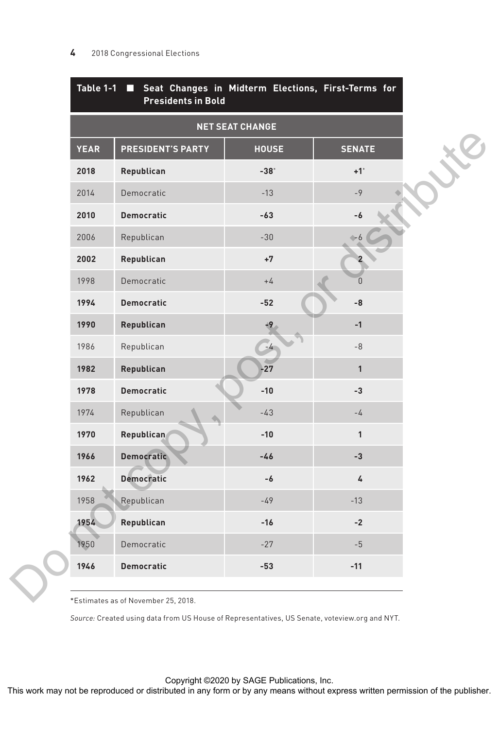**Table 1-1 ■ Seat Changes in Midterm Elections, First-Terms for Presidents in Bold**

| NET SEAT CHANGE | | | |
|---|---|---|---|
| YEAR | PRESIDENT'S PARTY | HOUSE | SENATE |
| **2018** | **Republican** | **-38*** | **+1*** |
| 2014 | Democratic | -13 | -9 |
| **2010** | **Democratic** | **-63** | **-6** |
| 2006 | Republican | -30 | -6 |
| **2002** | **Republican** | **+7** | **2** |
| 1998 | Democratic | +4 | 0 |
| **1994** | **Democratic** | **-52** | **-8** |
| **1990** | **Republican** | **-9** | **-1** |
| 1986 | Republican | -4 | -8 |
| **1982** | **Republican** | **-27** | **1** |
| **1978** | **Democratic** | **-10** | **-3** |
| 1974 | Republican | -43 | -4 |
| **1970** | **Republican** | **-10** | **1** |
| **1966** | **Democratic** | **-46** | **-3** |
| **1962** | **Democratic** | **-6** | **4** |
| 1958 | Republican | -49 | -13 |
| **1954** | **Republican** | **-16** | **-2** |
| 1950 | Democratic | -27 | -5 |
| **1946** | **Democratic** | **-53** | **-11** |

*Estimates as of November 25, 2018.

*Source:* Created using data from US House of Representatives, US Senate, voteview.org and NYT.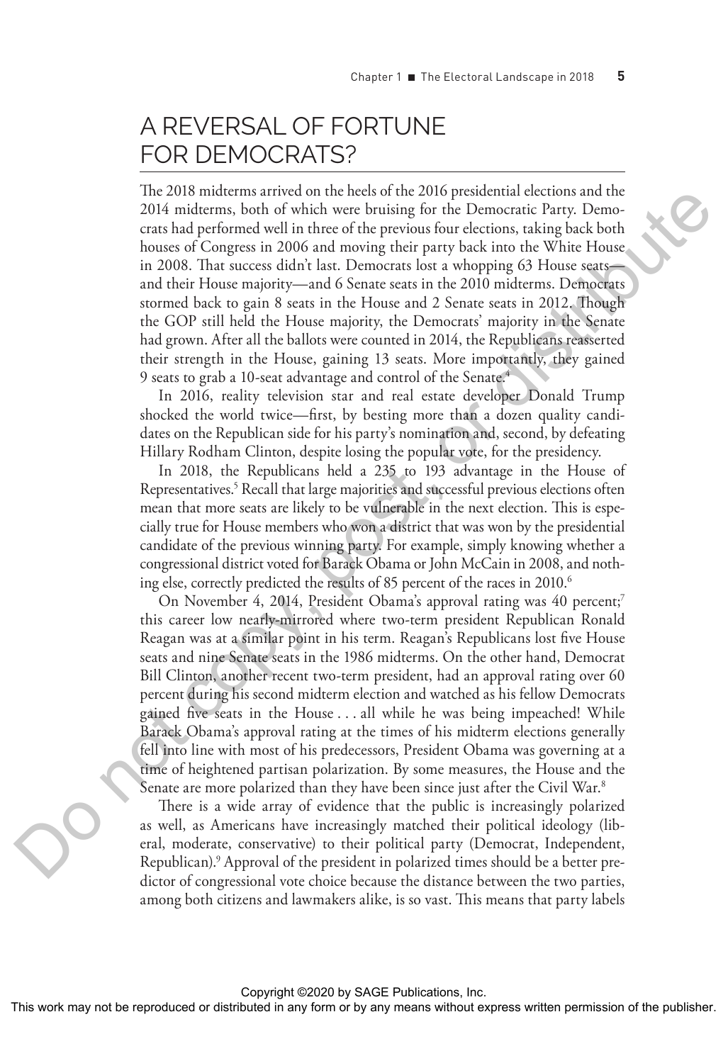## A REVERSAL OF FORTUNE FOR DEMOCRATS?

The 2018 midterms arrived on the heels of the 2016 presidential elections and the 2014 midterms, both of which were bruising for the Democratic Party. Democrats had performed well in three of the previous four elections, taking back both houses of Congress in 2006 and moving their party back into the White House in 2008. That success didn't last. Democrats lost a whopping 63 House seats—and their House majority—and 6 Senate seats in the 2010 midterms. Democrats stormed back to gain 8 seats in the House and 2 Senate seats in 2012. Though the GOP still held the House majority, the Democrats' majority in the Senate had grown. After all the ballots were counted in 2014, the Republicans reasserted their strength in the House, gaining 13 seats. More importantly, they gained 9 seats to grab a 10-seat advantage and control of the Senate.[4]

In 2016, reality television star and real estate developer Donald Trump shocked the world twice—first, by besting more than a dozen quality candidates on the Republican side for his party's nomination and, second, by defeating Hillary Rodham Clinton, despite losing the popular vote, for the presidency.

In 2018, the Republicans held a 235 to 193 advantage in the House of Representatives.[5] Recall that large majorities and successful previous elections often mean that more seats are likely to be vulnerable in the next election. This is especially true for House members who won a district that was won by the presidential candidate of the previous winning party. For example, simply knowing whether a congressional district voted for Barack Obama or John McCain in 2008, and nothing else, correctly predicted the results of 85 percent of the races in 2010.[6]

On November 4, 2014, President Obama's approval rating was 40 percent;[7] this career low nearly-mirrored where two-term president Republican Ronald Reagan was at a similar point in his term. Reagan's Republicans lost five House seats and nine Senate seats in the 1986 midterms. On the other hand, Democrat Bill Clinton, another recent two-term president, had an approval rating over 60 percent during his second midterm election and watched as his fellow Democrats gained five seats in the House . . . all while he was being impeached! While Barack Obama's approval rating at the times of his midterm elections generally fell into line with most of his predecessors, President Obama was governing at a time of heightened partisan polarization. By some measures, the House and the Senate are more polarized than they have been since just after the Civil War.[8]

There is a wide array of evidence that the public is increasingly polarized as well, as Americans have increasingly matched their political ideology (liberal, moderate, conservative) to their political party (Democrat, Independent, Republican).[9] Approval of the president in polarized times should be a better predictor of congressional vote choice because the distance between the two parties, among both citizens and lawmakers alike, is so vast. This means that party labels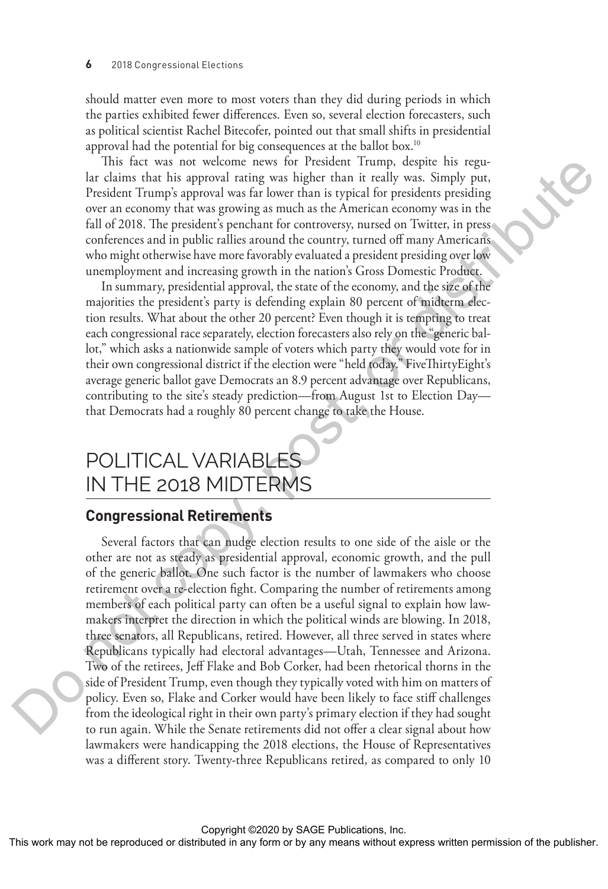should matter even more to most voters than they did during periods in which the parties exhibited fewer differences. Even so, several election forecasters, such as political scientist Rachel Bitecofer, pointed out that small shifts in presidential approval had the potential for big consequences at the ballot box.[10]

This fact was not welcome news for President Trump, despite his regular claims that his approval rating was higher than it really was. Simply put, President Trump's approval was far lower than is typical for presidents presiding over an economy that was growing as much as the American economy was in the fall of 2018. The president's penchant for controversy, nursed on Twitter, in press conferences and in public rallies around the country, turned off many Americans who might otherwise have more favorably evaluated a president presiding over low unemployment and increasing growth in the nation's Gross Domestic Product.

In summary, presidential approval, the state of the economy, and the size of the majorities the president's party is defending explain 80 percent of midterm election results. What about the other 20 percent? Even though it is tempting to treat each congressional race separately, election forecasters also rely on the "generic ballot," which asks a nationwide sample of voters which party they would vote for in their own congressional district if the election were "held today." FiveThirtyEight's average generic ballot gave Democrats an 8.9 percent advantage over Republicans, contributing to the site's steady prediction—from August 1st to Election Day—that Democrats had a roughly 80 percent change to take the House.

# POLITICAL VARIABLES IN THE 2018 MIDTERMS

## Congressional Retirements

Several factors that can nudge election results to one side of the aisle or the other are not as steady as presidential approval, economic growth, and the pull of the generic ballot. One such factor is the number of lawmakers who choose retirement over a re-election fight. Comparing the number of retirements among members of each political party can often be a useful signal to explain how lawmakers interpret the direction in which the political winds are blowing. In 2018, three senators, all Republicans, retired. However, all three served in states where Republicans typically had electoral advantages—Utah, Tennessee and Arizona. Two of the retirees, Jeff Flake and Bob Corker, had been rhetorical thorns in the side of President Trump, even though they typically voted with him on matters of policy. Even so, Flake and Corker would have been likely to face stiff challenges from the ideological right in their own party's primary election if they had sought to run again. While the Senate retirements did not offer a clear signal about how lawmakers were handicapping the 2018 elections, the House of Representatives was a different story. Twenty-three Republicans retired, as compared to only 10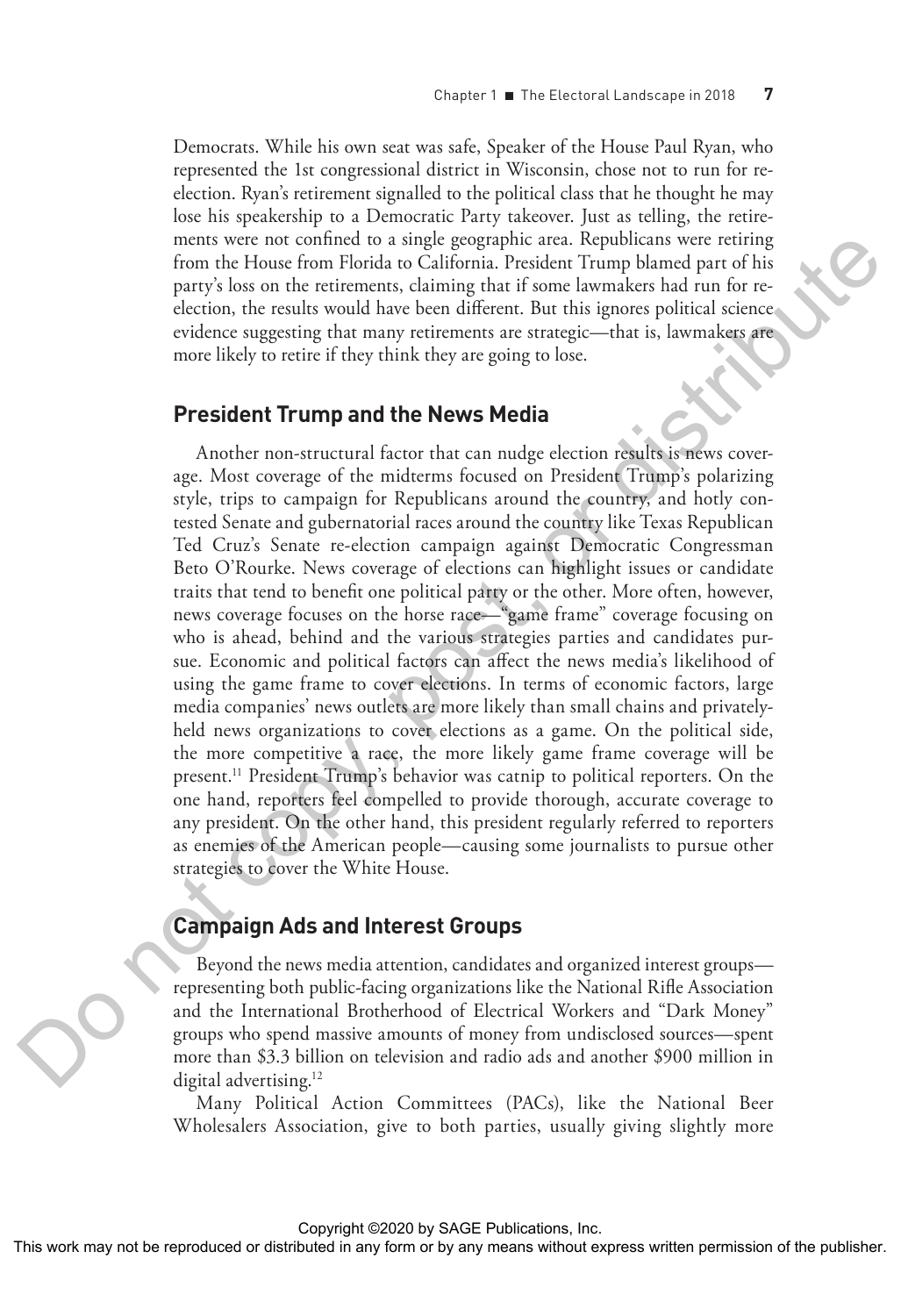Democrats. While his own seat was safe, Speaker of the House Paul Ryan, who represented the 1st congressional district in Wisconsin, chose not to run for re-election. Ryan's retirement signalled to the political class that he thought he may lose his speakership to a Democratic Party takeover. Just as telling, the retirements were not confined to a single geographic area. Republicans were retiring from the House from Florida to California. President Trump blamed part of his party's loss on the retirements, claiming that if some lawmakers had run for re-election, the results would have been different. But this ignores political science evidence suggesting that many retirements are strategic—that is, lawmakers are more likely to retire if they think they are going to lose.

## President Trump and the News Media

Another non-structural factor that can nudge election results is news coverage. Most coverage of the midterms focused on President Trump's polarizing style, trips to campaign for Republicans around the country, and hotly contested Senate and gubernatorial races around the country like Texas Republican Ted Cruz's Senate re-election campaign against Democratic Congressman Beto O'Rourke. News coverage of elections can highlight issues or candidate traits that tend to benefit one political party or the other. More often, however, news coverage focuses on the horse race—"game frame" coverage focusing on who is ahead, behind and the various strategies parties and candidates pursue. Economic and political factors can affect the news media's likelihood of using the game frame to cover elections. In terms of economic factors, large media companies' news outlets are more likely than small chains and privately-held news organizations to cover elections as a game. On the political side, the more competitive a race, the more likely game frame coverage will be present.[11] President Trump's behavior was catnip to political reporters. On the one hand, reporters feel compelled to provide thorough, accurate coverage to any president. On the other hand, this president regularly referred to reporters as enemies of the American people—causing some journalists to pursue other strategies to cover the White House.

## Campaign Ads and Interest Groups

Beyond the news media attention, candidates and organized interest groups—representing both public-facing organizations like the National Rifle Association and the International Brotherhood of Electrical Workers and "Dark Money" groups who spend massive amounts of money from undisclosed sources—spent more than $3.3 billion on television and radio ads and another $900 million in digital advertising.[12]

Many Political Action Committees (PACs), like the National Beer Wholesalers Association, give to both parties, usually giving slightly more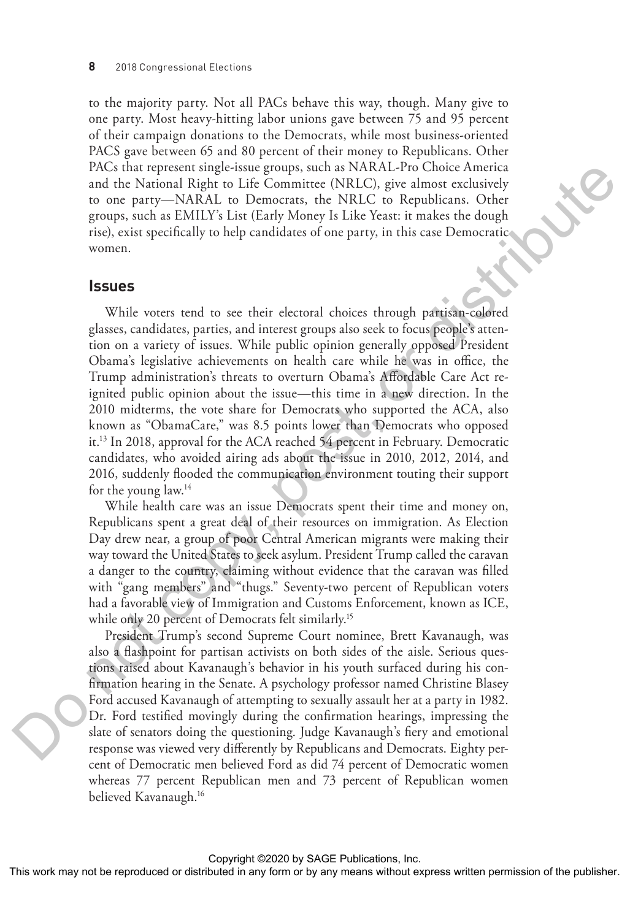to the majority party. Not all PACs behave this way, though. Many give to one party. Most heavy-hitting labor unions gave between 75 and 95 percent of their campaign donations to the Democrats, while most business-oriented PACS gave between 65 and 80 percent of their money to Republicans. Other PACs that represent single-issue groups, such as NARAL-Pro Choice America and the National Right to Life Committee (NRLC), give almost exclusively to one party—NARAL to Democrats, the NRLC to Republicans. Other groups, such as EMILY's List (Early Money Is Like Yeast: it makes the dough rise), exist specifically to help candidates of one party, in this case Democratic women.

## Issues

While voters tend to see their electoral choices through partisan-colored glasses, candidates, parties, and interest groups also seek to focus people's attention on a variety of issues. While public opinion generally opposed President Obama's legislative achievements on health care while he was in office, the Trump administration's threats to overturn Obama's Affordable Care Act reignited public opinion about the issue—this time in a new direction. In the 2010 midterms, the vote share for Democrats who supported the ACA, also known as "ObamaCare," was 8.5 points lower than Democrats who opposed it.[13] In 2018, approval for the ACA reached 54 percent in February. Democratic candidates, who avoided airing ads about the issue in 2010, 2012, 2014, and 2016, suddenly flooded the communication environment touting their support for the young law.[14]

While health care was an issue Democrats spent their time and money on, Republicans spent a great deal of their resources on immigration. As Election Day drew near, a group of poor Central American migrants were making their way toward the United States to seek asylum. President Trump called the caravan a danger to the country, claiming without evidence that the caravan was filled with "gang members" and "thugs." Seventy-two percent of Republican voters had a favorable view of Immigration and Customs Enforcement, known as ICE, while only 20 percent of Democrats felt similarly.[15]

President Trump's second Supreme Court nominee, Brett Kavanaugh, was also a flashpoint for partisan activists on both sides of the aisle. Serious questions raised about Kavanaugh's behavior in his youth surfaced during his confirmation hearing in the Senate. A psychology professor named Christine Blasey Ford accused Kavanaugh of attempting to sexually assault her at a party in 1982. Dr. Ford testified movingly during the confirmation hearings, impressing the slate of senators doing the questioning. Judge Kavanaugh's fiery and emotional response was viewed very differently by Republicans and Democrats. Eighty percent of Democratic men believed Ford as did 74 percent of Democratic women whereas 77 percent Republican men and 73 percent of Republican women believed Kavanaugh.[16]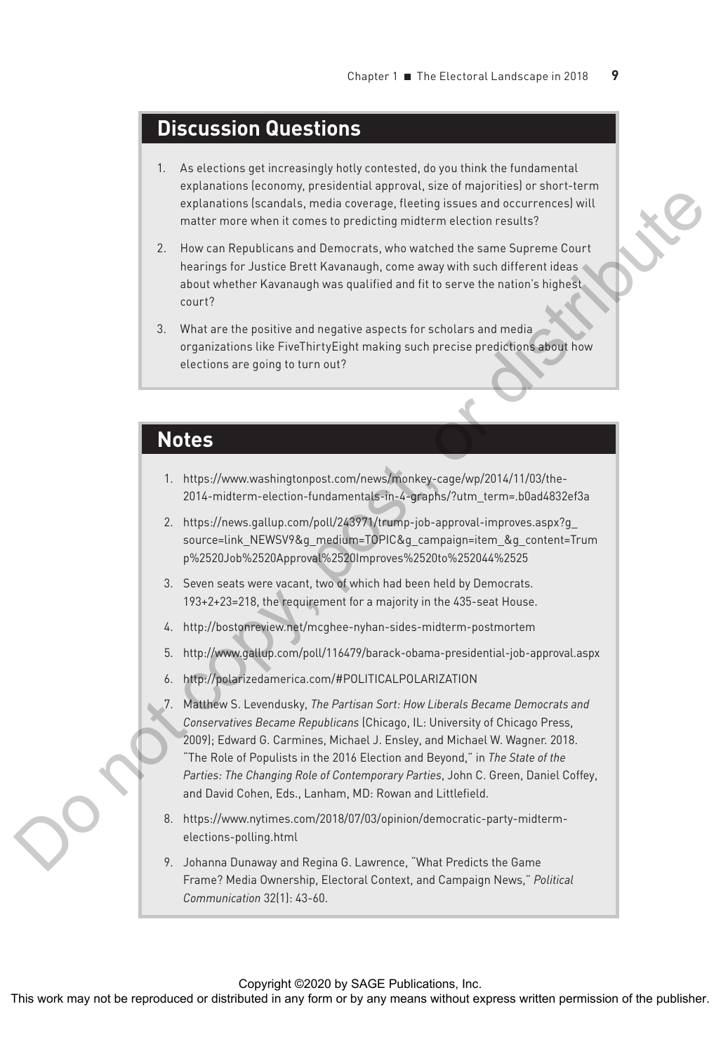## Discussion Questions

1. As elections get increasingly hotly contested, do you think the fundamental explanations (economy, presidential approval, size of majorities) or short-term explanations (scandals, media coverage, fleeting issues and occurrences) will matter more when it comes to predicting midterm election results?
2. How can Republicans and Democrats, who watched the same Supreme Court hearings for Justice Brett Kavanaugh, come away with such different ideas about whether Kavanaugh was qualified and fit to serve the nation's highest court?
3. What are the positive and negative aspects for scholars and media organizations like FiveThirtyEight making such precise predictions about how elections are going to turn out?

## Notes

1. https://www.washingtonpost.com/news/monkey-cage/wp/2014/11/03/the-2014-midterm-election-fundamentals-in-4-graphs/?utm_term=.b0ad4832ef3a
2. https://news.gallup.com/poll/243971/trump-job-approval-improves.aspx?g_source=link_NEWSV9&g_medium=TOPIC&g_campaign=item_&g_content=Trump%2520Job%2520Approval%2520Improves%2520to%252044%2525
3. Seven seats were vacant, two of which had been held by Democrats. 193+2+23=218, the requirement for a majority in the 435-seat House.
4. http://bostonreview.net/mcghee-nyhan-sides-midterm-postmortem
5. http://www.gallup.com/poll/116479/barack-obama-presidential-job-approval.aspx
6. http://polarizedamerica.com/#POLITICALPOLARIZATION
7. Matthew S. Levendusky, *The Partisan Sort: How Liberals Became Democrats and Conservatives Became Republicans* (Chicago, IL: University of Chicago Press, 2009); Edward G. Carmines, Michael J. Ensley, and Michael W. Wagner. 2018. "The Role of Populists in the 2016 Election and Beyond," in *The State of the Parties: The Changing Role of Contemporary Parties*, John C. Green, Daniel Coffey, and David Cohen, Eds., Lanham, MD: Rowan and Littlefield.
8. https://www.nytimes.com/2018/07/03/opinion/democratic-party-midterm-elections-polling.html
9. Johanna Dunaway and Regina G. Lawrence, "What Predicts the Game Frame? Media Ownership, Electoral Context, and Campaign News," *Political Communication* 32(1): 43-60.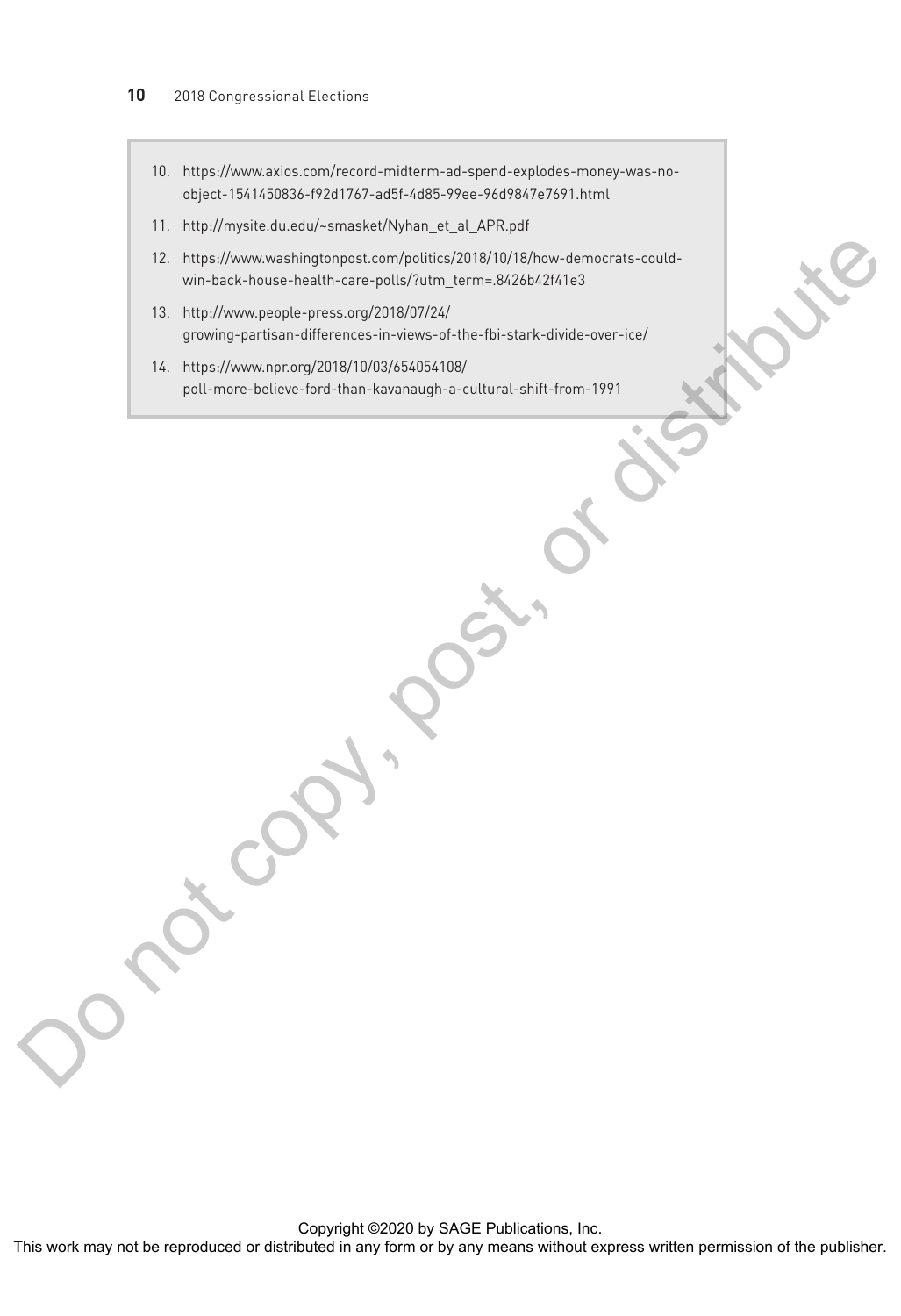10. https://www.axios.com/record-midterm-ad-spend-explodes-money-was-no-object-1541450836-f92d1767-ad5f-4d85-99ee-96d9847e7691.html
11. http://mysite.du.edu/~smasket/Nyhan_et_al_APR.pdf
12. https://www.washingtonpost.com/politics/2018/10/18/how-democrats-could-win-back-house-health-care-polls/?utm_term=.8426b42f41e3
13. http://www.people-press.org/2018/07/24/growing-partisan-differences-in-views-of-the-fbi-stark-divide-over-ice/
14. https://www.npr.org/2018/10/03/654054108/poll-more-believe-ford-than-kavanaugh-a-cultural-shift-from-1991